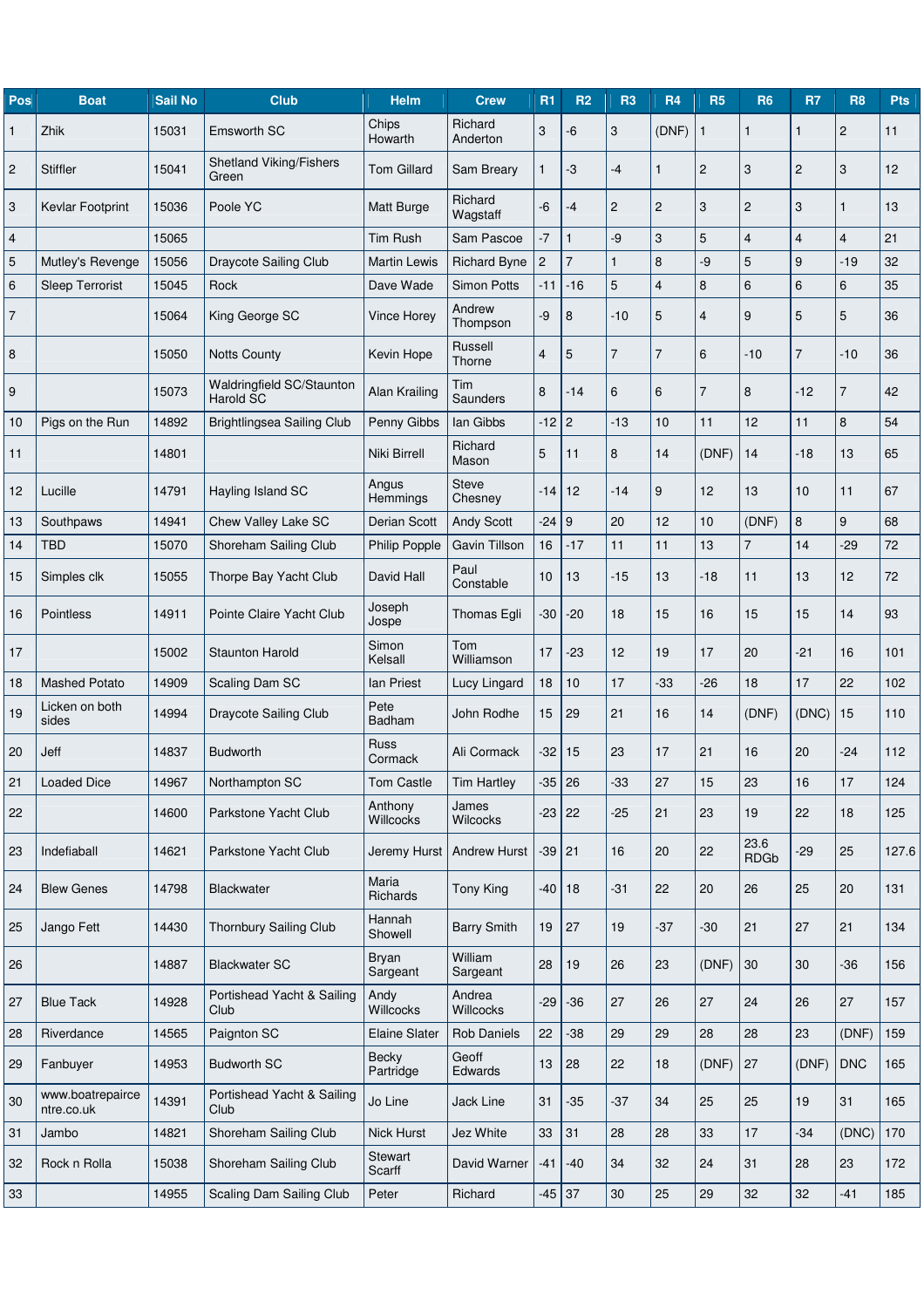| Pos | Boat | Sail No | Club | Helm | Crew | R1 | R2 | R3 | R4 | R5 | R6 | R7 | R8 | Pts |
|---|---|---|---|---|---|---|---|---|---|---|---|---|---|---|
| 1 | Zhik | 15031 | Emsworth SC | Chips Howarth | Richard Anderton | 3 | -6 | 3 | (DNF) | 1 | 1 | 1 | 2 | 11 |
| 2 | Stiffler | 15041 | Shetland Viking/Fishers Green | Tom Gillard | Sam Breary | 1 | -3 | -4 | 1 | 2 | 3 | 2 | 3 | 12 |
| 3 | Kevlar Footprint | 15036 | Poole YC | Matt Burge | Richard Wagstaff | -6 | -4 | 2 | 2 | 3 | 2 | 3 | 1 | 13 |
| 4 | | 15065 | | Tim Rush | Sam Pascoe | -7 | 1 | -9 | 3 | 5 | 4 | 4 | 4 | 21 |
| 5 | Mutley's Revenge | 15056 | Draycote Sailing Club | Martin Lewis | Richard Byne | 2 | 7 | 1 | 8 | -9 | 5 | 9 | -19 | 32 |
| 6 | Sleep Terrorist | 15045 | Rock | Dave Wade | Simon Potts | -11 | -16 | 5 | 4 | 8 | 6 | 6 | 6 | 35 |
| 7 | | 15064 | King George SC | Vince Horey | Andrew Thompson | -9 | 8 | -10 | 5 | 4 | 9 | 5 | 5 | 36 |
| 8 | | 15050 | Notts County | Kevin Hope | Russell Thorne | 4 | 5 | 7 | 7 | 6 | -10 | 7 | -10 | 36 |
| 9 | | 15073 | Waldringfield SC/Staunton Harold SC | Alan Krailing | Tim Saunders | 8 | -14 | 6 | 6 | 7 | 8 | -12 | 7 | 42 |
| 10 | Pigs on the Run | 14892 | Brightlingsea Sailing Club | Penny Gibbs | Ian Gibbs | -12 | 2 | -13 | 10 | 11 | 12 | 11 | 8 | 54 |
| 11 | | 14801 | | Niki Birrell | Richard Mason | 5 | 11 | 8 | 14 | (DNF) | 14 | -18 | 13 | 65 |
| 12 | Lucille | 14791 | Hayling Island SC | Angus Hemmings | Steve Chesney | -14 | 12 | -14 | 9 | 12 | 13 | 10 | 11 | 67 |
| 13 | Southpaws | 14941 | Chew Valley Lake SC | Derian Scott | Andy Scott | -24 | 9 | 20 | 12 | 10 | (DNF) | 8 | 9 | 68 |
| 14 | TBD | 15070 | Shoreham Sailing Club | Philip Popple | Gavin Tillson | 16 | -17 | 11 | 11 | 13 | 7 | 14 | -29 | 72 |
| 15 | Simples clk | 15055 | Thorpe Bay Yacht Club | David Hall | Paul Constable | 10 | 13 | -15 | 13 | -18 | 11 | 13 | 12 | 72 |
| 16 | Pointless | 14911 | Pointe Claire Yacht Club | Joseph Jospe | Thomas Egli | -30 | -20 | 18 | 15 | 16 | 15 | 15 | 14 | 93 |
| 17 | | 15002 | Staunton Harold | Simon Kelsall | Tom Williamson | 17 | -23 | 12 | 19 | 17 | 20 | -21 | 16 | 101 |
| 18 | Mashed Potato | 14909 | Scaling Dam SC | Ian Priest | Lucy Lingard | 18 | 10 | 17 | -33 | -26 | 18 | 17 | 22 | 102 |
| 19 | Licken on both sides | 14994 | Draycote Sailing Club | Pete Badham | John Rodhe | 15 | 29 | 21 | 16 | 14 | (DNF) | (DNC) | 15 | 110 |
| 20 | Jeff | 14837 | Budworth | Russ Cormack | Ali Cormack | -32 | 15 | 23 | 17 | 21 | 16 | 20 | -24 | 112 |
| 21 | Loaded Dice | 14967 | Northampton SC | Tom Castle | Tim Hartley | -35 | 26 | -33 | 27 | 15 | 23 | 16 | 17 | 124 |
| 22 | | 14600 | Parkstone Yacht Club | Anthony Willcocks | James Wilcocks | -23 | 22 | -25 | 21 | 23 | 19 | 22 | 18 | 125 |
| 23 | Indefiaball | 14621 | Parkstone Yacht Club | Jeremy Hurst | Andrew Hurst | -39 | 21 | 16 | 20 | 22 | 23.6 RDGb | -29 | 25 | 127.6 |
| 24 | Blew Genes | 14798 | Blackwater | Maria Richards | Tony King | -40 | 18 | -31 | 22 | 20 | 26 | 25 | 20 | 131 |
| 25 | Jango Fett | 14430 | Thornbury Sailing Club | Hannah Showell | Barry Smith | 19 | 27 | 19 | -37 | -30 | 21 | 27 | 21 | 134 |
| 26 | | 14887 | Blackwater SC | Bryan Sargeant | William Sargeant | 28 | 19 | 26 | 23 | (DNF) | 30 | 30 | -36 | 156 |
| 27 | Blue Tack | 14928 | Portishead Yacht & Sailing Club | Andy Willcocks | Andrea Willcocks | -29 | -36 | 27 | 26 | 27 | 24 | 26 | 27 | 157 |
| 28 | Riverdance | 14565 | Paignton SC | Elaine Slater | Rob Daniels | 22 | -38 | 29 | 29 | 28 | 28 | 23 | (DNF) | 159 |
| 29 | Fanbuyer | 14953 | Budworth SC | Becky Partridge | Geoff Edwards | 13 | 28 | 22 | 18 | (DNF) | 27 | (DNF) | DNC | 165 |
| 30 | www.boatrepaircentre.co.uk | 14391 | Portishead Yacht & Sailing Club | Jo Line | Jack Line | 31 | -35 | -37 | 34 | 25 | 25 | 19 | 31 | 165 |
| 31 | Jambo | 14821 | Shoreham Sailing Club | Nick Hurst | Jez White | 33 | 31 | 28 | 28 | 33 | 17 | -34 | (DNC) | 170 |
| 32 | Rock n Rolla | 15038 | Shoreham Sailing Club | Stewart Scarff | David Warner | -41 | -40 | 34 | 32 | 24 | 31 | 28 | 23 | 172 |
| 33 | | 14955 | Scaling Dam Sailing Club | Peter | Richard | -45 | 37 | 30 | 25 | 29 | 32 | 32 | -41 | 185 |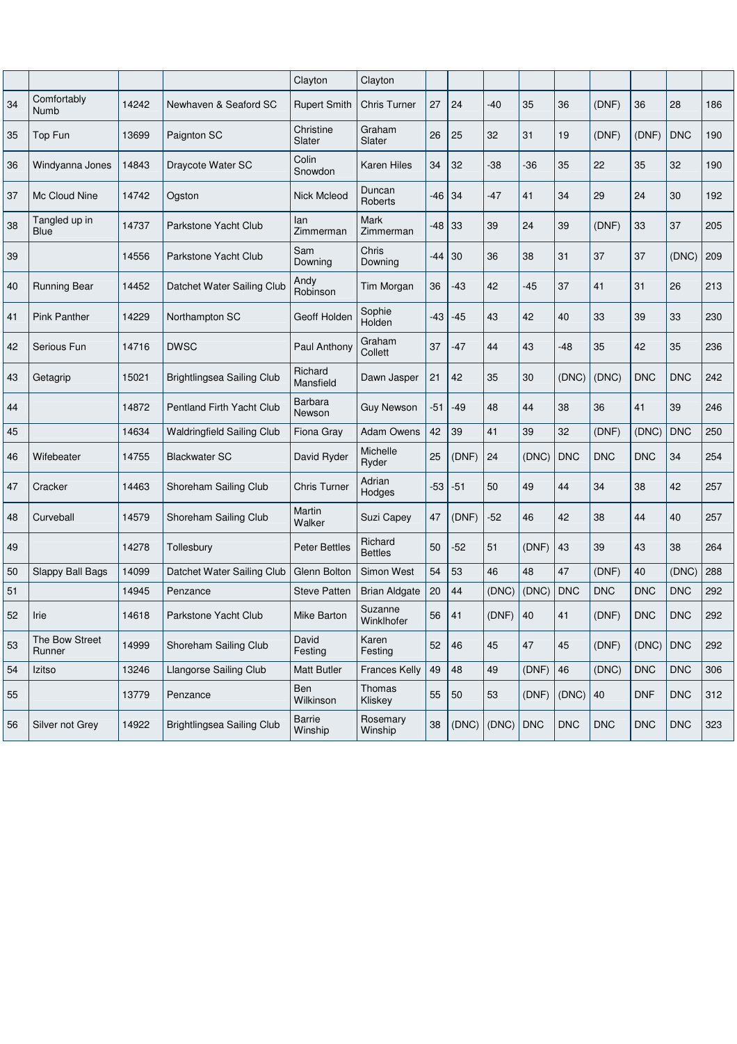| | | | | | | | | | | | | | | |
|---|---|---|---|---|---|---|---|---|---|---|---|---|---|---|
| | | | | Clayton | Clayton | | | | | | | | | |
| 34 | Comfortably Numb | 14242 | Newhaven & Seaford SC | Rupert Smith | Chris Turner | 27 | 24 | -40 | 35 | 36 | (DNF) | 36 | 28 | 186 |
| 35 | Top Fun | 13699 | Paignton SC | Christine Slater | Graham Slater | 26 | 25 | 32 | 31 | 19 | (DNF) | (DNF) | DNC | 190 |
| 36 | Windyanna Jones | 14843 | Draycote Water SC | Colin Snowdon | Karen Hiles | 34 | 32 | -38 | -36 | 35 | 22 | 35 | 32 | 190 |
| 37 | Mc Cloud Nine | 14742 | Ogston | Nick Mcleod | Duncan Roberts | -46 | 34 | -47 | 41 | 34 | 29 | 24 | 30 | 192 |
| 38 | Tangled up in Blue | 14737 | Parkstone Yacht Club | Ian Zimmerman | Mark Zimmerman | -48 | 33 | 39 | 24 | 39 | (DNF) | 33 | 37 | 205 |
| 39 | | 14556 | Parkstone Yacht Club | Sam Downing | Chris Downing | -44 | 30 | 36 | 38 | 31 | 37 | 37 | (DNC) | 209 |
| 40 | Running Bear | 14452 | Datchet Water Sailing Club | Andy Robinson | Tim Morgan | 36 | -43 | 42 | -45 | 37 | 41 | 31 | 26 | 213 |
| 41 | Pink Panther | 14229 | Northampton SC | Geoff Holden | Sophie Holden | -43 | -45 | 43 | 42 | 40 | 33 | 39 | 33 | 230 |
| 42 | Serious Fun | 14716 | DWSC | Paul Anthony | Graham Collett | 37 | -47 | 44 | 43 | -48 | 35 | 42 | 35 | 236 |
| 43 | Getagrip | 15021 | Brightlingsea Sailing Club | Richard Mansfield | Dawn Jasper | 21 | 42 | 35 | 30 | (DNC) | (DNC) | DNC | DNC | 242 |
| 44 | | 14872 | Pentland Firth Yacht Club | Barbara Newson | Guy Newson | -51 | -49 | 48 | 44 | 38 | 36 | 41 | 39 | 246 |
| 45 | | 14634 | Waldringfield Sailing Club | Fiona Gray | Adam Owens | 42 | 39 | 41 | 39 | 32 | (DNF) | (DNC) | DNC | 250 |
| 46 | Wifebeater | 14755 | Blackwater SC | David Ryder | Michelle Ryder | 25 | (DNF) | 24 | (DNC) | DNC | DNC | DNC | 34 | 254 |
| 47 | Cracker | 14463 | Shoreham Sailing Club | Chris Turner | Adrian Hodges | -53 | -51 | 50 | 49 | 44 | 34 | 38 | 42 | 257 |
| 48 | Curveball | 14579 | Shoreham Sailing Club | Martin Walker | Suzi Capey | 47 | (DNF) | -52 | 46 | 42 | 38 | 44 | 40 | 257 |
| 49 | | 14278 | Tollesbury | Peter Bettles | Richard Bettles | 50 | -52 | 51 | (DNF) | 43 | 39 | 43 | 38 | 264 |
| 50 | Slappy Ball Bags | 14099 | Datchet Water Sailing Club | Glenn Bolton | Simon West | 54 | 53 | 46 | 48 | 47 | (DNF) | 40 | (DNC) | 288 |
| 51 | | 14945 | Penzance | Steve Patten | Brian Aldgate | 20 | 44 | (DNC) | (DNC) | DNC | DNC | DNC | DNC | 292 |
| 52 | Irie | 14618 | Parkstone Yacht Club | Mike Barton | Suzanne Winklhofer | 56 | 41 | (DNF) | 40 | 41 | (DNF) | DNC | DNC | 292 |
| 53 | The Bow Street Runner | 14999 | Shoreham Sailing Club | David Festing | Karen Festing | 52 | 46 | 45 | 47 | 45 | (DNF) | (DNC) | DNC | 292 |
| 54 | Izitso | 13246 | Llangorse Sailing Club | Matt Butler | Frances Kelly | 49 | 48 | 49 | (DNF) | 46 | (DNC) | DNC | DNC | 306 |
| 55 | | 13779 | Penzance | Ben Wilkinson | Thomas Kliskey | 55 | 50 | 53 | (DNF) | (DNC) | 40 | DNF | DNC | 312 |
| 56 | Silver not Grey | 14922 | Brightlingsea Sailing Club | Barrie Winship | Rosemary Winship | 38 | (DNC) | (DNC) | DNC | DNC | DNC | DNC | DNC | 323 |